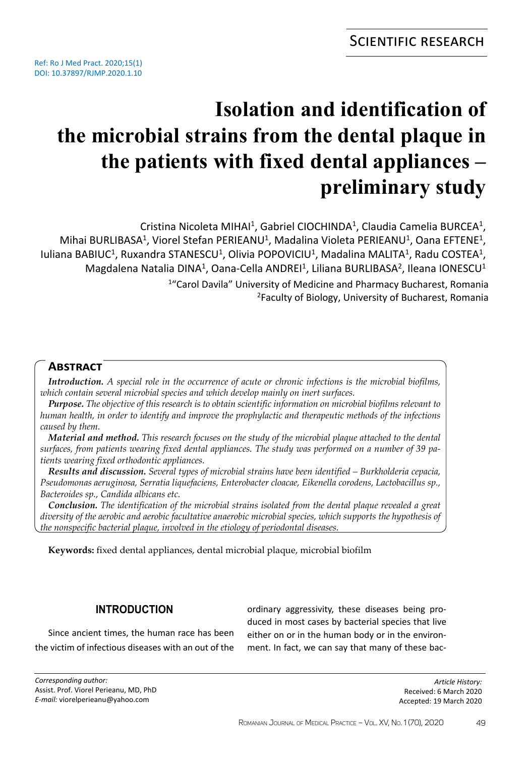Scientific research

Ref: Ro J Med Pract. 2020;15(1)
DOI: 10.37897/RJMP.2020.1.10

# Isolation and identification of the microbial strains from the dental plaque in the patients with fixed dental appliances – preliminary study

Cristina Nicoleta MIHAI[1], Gabriel CIOCHINDA[1], Claudia Camelia BURCEA[1], Mihai BURLIBASA[1], Viorel Stefan PERIEANU[1], Madalina Violeta PERIEANU[1], Oana EFTENE[1], Iuliana BABIUC[1], Ruxandra STANESCU[1], Olivia POPOVICIU[1], Madalina MALITA[1], Radu COSTEA[1], Magdalena Natalia DINA[1], Oana-Cella ANDREI[1], Liliana BURLIBASA[2], Ileana IONESCU[1]

[1]"Carol Davila" University of Medicine and Pharmacy Bucharest, Romania
[2]Faculty of Biology, University of Bucharest, Romania

## Abstract

***Introduction.*** *A special role in the occurrence of acute or chronic infections is the microbial biofilms, which contain several microbial species and which develop mainly on inert surfaces.*

***Purpose.*** *The objective of this research is to obtain scientific information on microbial biofilms relevant to human health, in order to identify and improve the prophylactic and therapeutic methods of the infections caused by them.*

***Material and method.*** *This research focuses on the study of the microbial plaque attached to the dental surfaces, from patients wearing fixed dental appliances. The study was performed on a number of 39 patients wearing fixed orthodontic appliances.*

***Results and discussion.*** *Several types of microbial strains have been identified – Burkholderia cepacia, Pseudomonas aeruginosa, Serratia liquefaciens, Enterobacter cloacae, Eikenella corodens, Lactobacillus sp., Bacteroides sp., Candida albicans etc.*

***Conclusion.*** *The identification of the microbial strains isolated from the dental plaque revealed a great diversity of the aerobic and aerobic facultative anaerobic microbial species, which supports the hypothesis of the nonspecific bacterial plaque, involved in the etiology of periodontal diseases.*

**Keywords:** fixed dental appliances, dental microbial plaque, microbial biofilm

## INTRODUCTION

Since ancient times, the human race has been the victim of infectious diseases with an out of the ordinary aggressivity, these diseases being produced in most cases by bacterial species that live either on or in the human body or in the environment. In fact, we can say that many of these bac-

*Corresponding author:*
Assist. Prof. Viorel Perieanu, MD, PhD
*E-mail:* viorelperieanu@yahoo.com

*Article History:*
Received: 6 March 2020
Accepted: 19 March 2020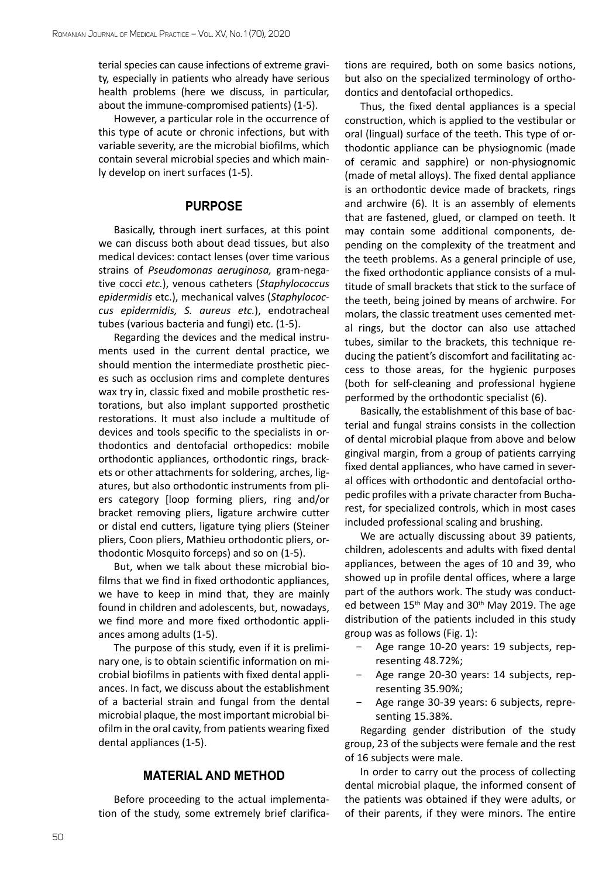terial species can cause infections of extreme gravity, especially in patients who already have serious health problems (here we discuss, in particular, about the immune-compromised patients) (1-5).

However, a particular role in the occurrence of this type of acute or chronic infections, but with variable severity, are the microbial biofilms, which contain several microbial species and which mainly develop on inert surfaces (1-5).

## PURPOSE

Basically, through inert surfaces, at this point we can discuss both about dead tissues, but also medical devices: contact lenses (over time various strains of *Pseudomonas aeruginosa,* gram-negative cocci *etc.*), venous catheters (*Staphylococcus epidermidis* etc.), mechanical valves (*Staphylococcus epidermidis, S. aureus etc.*), endotracheal tubes (various bacteria and fungi) etc. (1-5).

Regarding the devices and the medical instruments used in the current dental practice, we should mention the intermediate prosthetic pieces such as occlusion rims and complete dentures wax try in, classic fixed and mobile prosthetic restorations, but also implant supported prosthetic restorations. It must also include a multitude of devices and tools specific to the specialists in orthodontics and dentofacial orthopedics: mobile orthodontic appliances, orthodontic rings, brackets or other attachments for soldering, arches, ligatures, but also orthodontic instruments from pliers category [loop forming pliers, ring and/or bracket removing pliers, ligature archwire cutter or distal end cutters, ligature tying pliers (Steiner pliers, Coon pliers, Mathieu orthodontic pliers, orthodontic Mosquito forceps) and so on (1-5).

But, when we talk about these microbial biofilms that we find in fixed orthodontic appliances, we have to keep in mind that, they are mainly found in children and adolescents, but, nowadays, we find more and more fixed orthodontic appliances among adults (1-5).

The purpose of this study, even if it is preliminary one, is to obtain scientific information on microbial biofilms in patients with fixed dental appliances. In fact, we discuss about the establishment of a bacterial strain and fungal from the dental microbial plaque, the most important microbial biofilm in the oral cavity, from patients wearing fixed dental appliances (1-5).

## MATERIAL AND METHOD

Before proceeding to the actual implementation of the study, some extremely brief clarifications are required, both on some basics notions, but also on the specialized terminology of orthodontics and dentofacial orthopedics.

Thus, the fixed dental appliances is a special construction, which is applied to the vestibular or oral (lingual) surface of the teeth. This type of orthodontic appliance can be physiognomic (made of ceramic and sapphire) or non-physiognomic (made of metal alloys). The fixed dental appliance is an orthodontic device made of brackets, rings and archwire (6). It is an assembly of elements that are fastened, glued, or clamped on teeth. It may contain some additional components, depending on the complexity of the treatment and the teeth problems. As a general principle of use, the fixed orthodontic appliance consists of a multitude of small brackets that stick to the surface of the teeth, being joined by means of archwire. For molars, the classic treatment uses cemented metal rings, but the doctor can also use attached tubes, similar to the brackets, this technique reducing the patient's discomfort and facilitating access to those areas, for the hygienic purposes (both for self-cleaning and professional hygiene performed by the orthodontic specialist (6).

Basically, the establishment of this base of bacterial and fungal strains consists in the collection of dental microbial plaque from above and below gingival margin, from a group of patients carrying fixed dental appliances, who have camed in several offices with orthodontic and dentofacial orthopedic profiles with a private character from Bucharest, for specialized controls, which in most cases included professional scaling and brushing.

We are actually discussing about 39 patients, children, adolescents and adults with fixed dental appliances, between the ages of 10 and 39, who showed up in profile dental offices, where a large part of the authors work. The study was conducted between 15th May and 30th May 2019. The age distribution of the patients included in this study group was as follows (Fig. 1):

- Age range 10-20 years: 19 subjects, representing 48.72%;
- Age range 20-30 years: 14 subjects, representing 35.90%;
- Age range 30-39 years: 6 subjects, representing 15.38%.

Regarding gender distribution of the study group, 23 of the subjects were female and the rest of 16 subjects were male.

In order to carry out the process of collecting dental microbial plaque, the informed consent of the patients was obtained if they were adults, or of their parents, if they were minors. The entire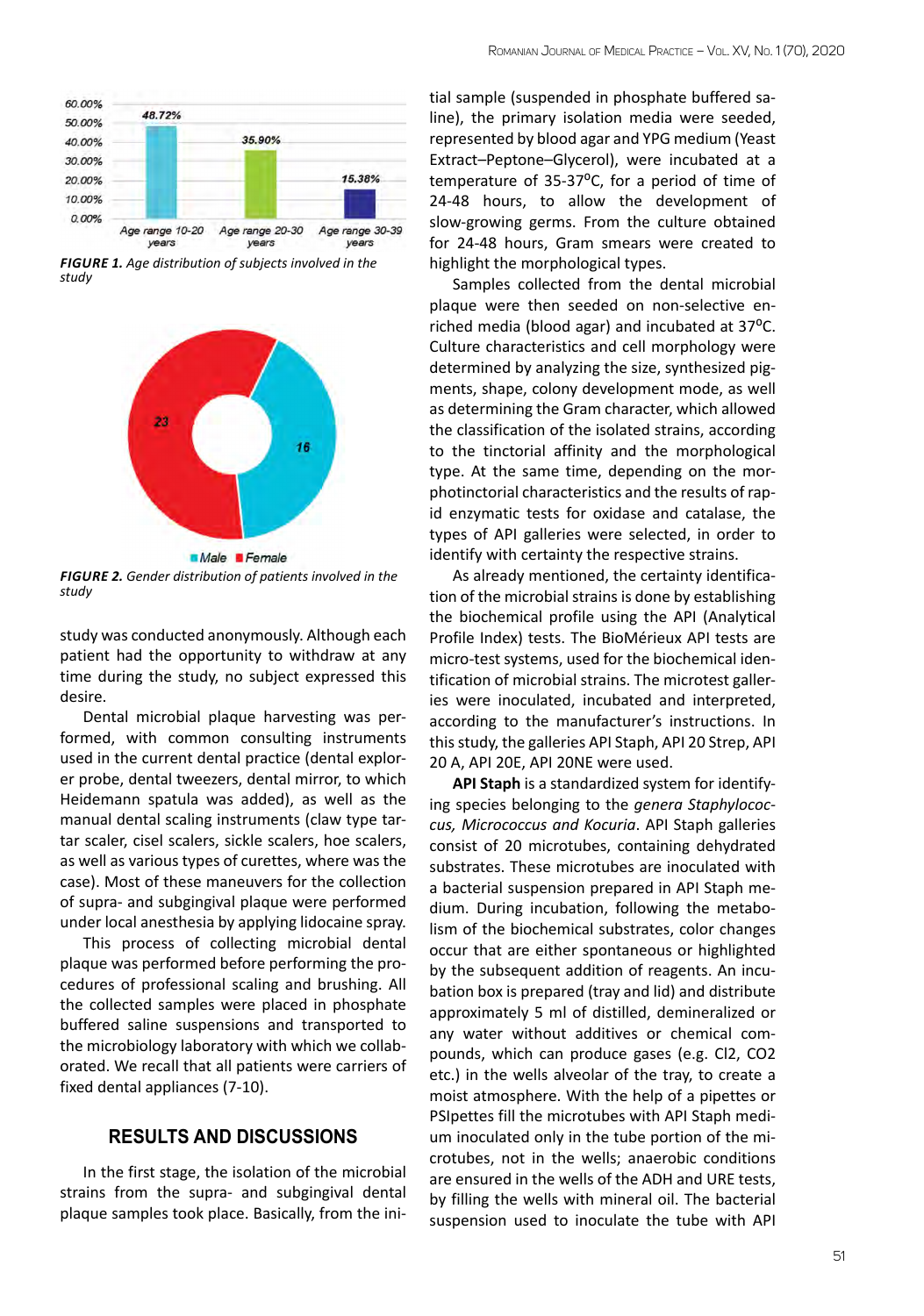FIGURE 1. Age distribution of subjects involved in the study

FIGURE 2. Gender distribution of patients involved in the study

study was conducted anonymously. Although each patient had the opportunity to withdraw at any time during the study, no subject expressed this desire.

Dental microbial plaque harvesting was performed, with common consulting instruments used in the current dental practice (dental explorer probe, dental tweezers, dental mirror, to which Heidemann spatula was added), as well as the manual dental scaling instruments (claw type tartar scaler, cisel scalers, sickle scalers, hoe scalers, as well as various types of curettes, where was the case). Most of these maneuvers for the collection of supra- and subgingival plaque were performed under local anesthesia by applying lidocaine spray.

This process of collecting microbial dental plaque was performed before performing the procedures of professional scaling and brushing. All the collected samples were placed in phosphate buffered saline suspensions and transported to the microbiology laboratory with which we collaborated. We recall that all patients were carriers of fixed dental appliances (7-10).

## RESULTS AND DISCUSSIONS

In the first stage, the isolation of the microbial strains from the supra- and subgingival dental plaque samples took place. Basically, from the initial sample (suspended in phosphate buffered saline), the primary isolation media were seeded, represented by blood agar and YPG medium (Yeast Extract–Peptone–Glycerol), were incubated at a temperature of 35-37°C, for a period of time of 24-48 hours, to allow the development of slow-growing germs. From the culture obtained for 24-48 hours, Gram smears were created to highlight the morphological types.

Samples collected from the dental microbial plaque were then seeded on non-selective enriched media (blood agar) and incubated at 37°C. Culture characteristics and cell morphology were determined by analyzing the size, synthesized pigments, shape, colony development mode, as well as determining the Gram character, which allowed the classification of the isolated strains, according to the tinctorial affinity and the morphological type. At the same time, depending on the morphotinctorial characteristics and the results of rapid enzymatic tests for oxidase and catalase, the types of API galleries were selected, in order to identify with certainty the respective strains.

As already mentioned, the certainty identification of the microbial strains is done by establishing the biochemical profile using the API (Analytical Profile Index) tests. The BioMérieux API tests are micro-test systems, used for the biochemical identification of microbial strains. The microtest galleries were inoculated, incubated and interpreted, according to the manufacturer's instructions. In this study, the galleries API Staph, API 20 Strep, API 20 A, API 20E, API 20NE were used.

**API Staph** is a standardized system for identifying species belonging to the *genera Staphylococcus, Micrococcus and Kocuria*. API Staph galleries consist of 20 microtubes, containing dehydrated substrates. These microtubes are inoculated with a bacterial suspension prepared in API Staph medium. During incubation, following the metabolism of the biochemical substrates, color changes occur that are either spontaneous or highlighted by the subsequent addition of reagents. An incubation box is prepared (tray and lid) and distribute approximately 5 ml of distilled, demineralized or any water without additives or chemical compounds, which can produce gases (e.g. $Cl_2$, $CO_2$ etc.) in the wells alveolar of the tray, to create a moist atmosphere. With the help of a pipettes or PSIpettes fill the microtubes with API Staph medium inoculated only in the tube portion of the microtubes, not in the wells; anaerobic conditions are ensured in the wells of the ADH and URE tests, by filling the wells with mineral oil. The bacterial suspension used to inoculate the tube with API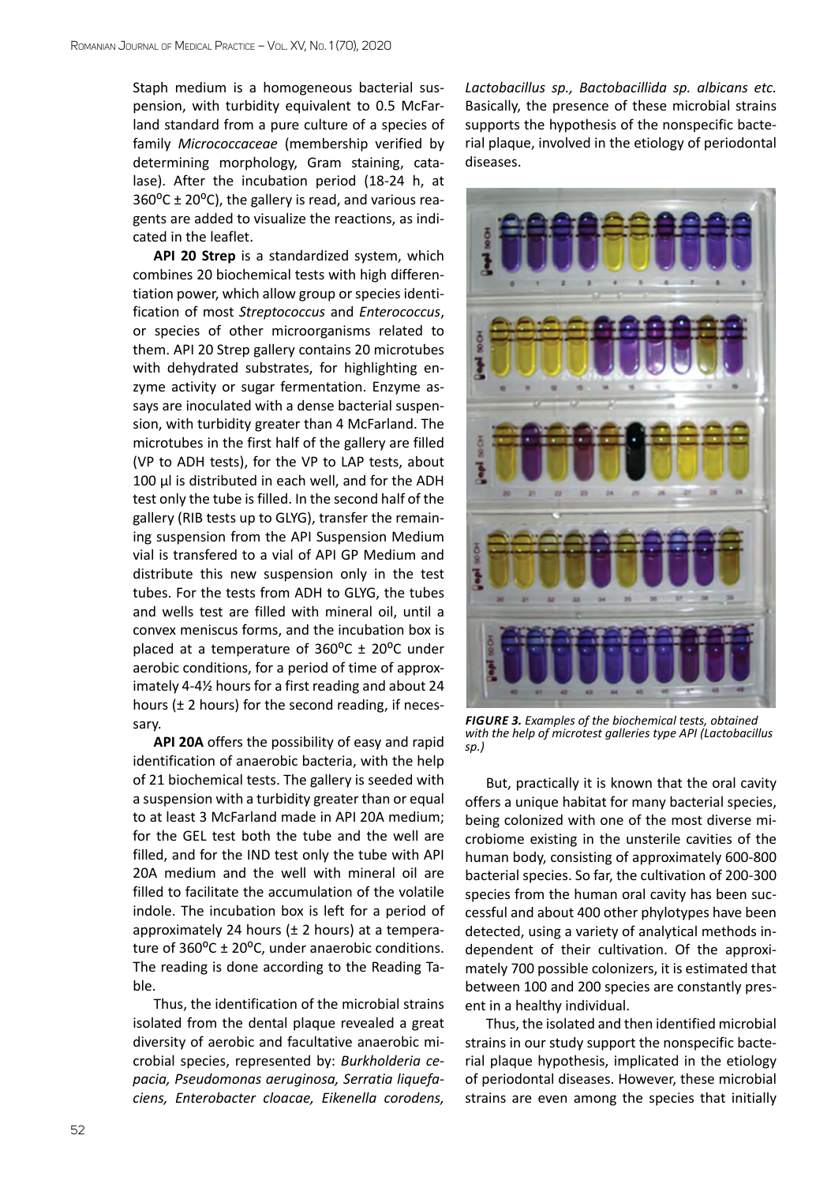Staph medium is a homogeneous bacterial suspension, with turbidity equivalent to 0.5 McFarland standard from a pure culture of a species of family *Micrococcaceae* (membership verified by determining morphology, Gram staining, catalase). After the incubation period (18-24 h, at 360ºC ± 20ºC), the gallery is read, and various reagents are added to visualize the reactions, as indicated in the leaflet.

**API 20 Strep** is a standardized system, which combines 20 biochemical tests with high differentiation power, which allow group or species identification of most *Streptococcus* and *Enterococcus*, or species of other microorganisms related to them. API 20 Strep gallery contains 20 microtubes with dehydrated substrates, for highlighting enzyme activity or sugar fermentation. Enzyme assays are inoculated with a dense bacterial suspension, with turbidity greater than 4 McFarland. The microtubes in the first half of the gallery are filled (VP to ADH tests), for the VP to LAP tests, about 100 μl is distributed in each well, and for the ADH test only the tube is filled. In the second half of the gallery (RIB tests up to GLYG), transfer the remaining suspension from the API Suspension Medium vial is transfered to a vial of API GP Medium and distribute this new suspension only in the test tubes. For the tests from ADH to GLYG, the tubes and wells test are filled with mineral oil, until a convex meniscus forms, and the incubation box is placed at a temperature of 360ºC ± 20ºC under aerobic conditions, for a period of time of approximately 4-4½ hours for a first reading and about 24 hours (± 2 hours) for the second reading, if necessary.

**API 20A** offers the possibility of easy and rapid identification of anaerobic bacteria, with the help of 21 biochemical tests. The gallery is seeded with a suspension with a turbidity greater than or equal to at least 3 McFarland made in API 20A medium; for the GEL test both the tube and the well are filled, and for the IND test only the tube with API 20A medium and the well with mineral oil are filled to facilitate the accumulation of the volatile indole. The incubation box is left for a period of approximately 24 hours (± 2 hours) at a temperature of 360ºC ± 20ºC, under anaerobic conditions. The reading is done according to the Reading Table.

Thus, the identification of the microbial strains isolated from the dental plaque revealed a great diversity of aerobic and facultative anaerobic microbial species, represented by: *Burkholderia cepacia, Pseudomonas aeruginosa, Serratia liquefaciens, Enterobacter cloacae, Eikenella corodens, Lactobacillus sp., Bactobacillida sp. albicans etc.* Basically, the presence of these microbial strains supports the hypothesis of the nonspecific bacterial plaque, involved in the etiology of periodontal diseases.

***FIGURE 3.*** *Examples of the biochemical tests, obtained with the help of microtest galleries type API (Lactobacillus sp.)*

But, practically it is known that the oral cavity offers a unique habitat for many bacterial species, being colonized with one of the most diverse microbiome existing in the unsterile cavities of the human body, consisting of approximately 600-800 bacterial species. So far, the cultivation of 200-300 species from the human oral cavity has been successful and about 400 other phylotypes have been detected, using a variety of analytical methods independent of their cultivation. Of the approximately 700 possible colonizers, it is estimated that between 100 and 200 species are constantly present in a healthy individual.

Thus, the isolated and then identified microbial strains in our study support the nonspecific bacterial plaque hypothesis, implicated in the etiology of periodontal diseases. However, these microbial strains are even among the species that initially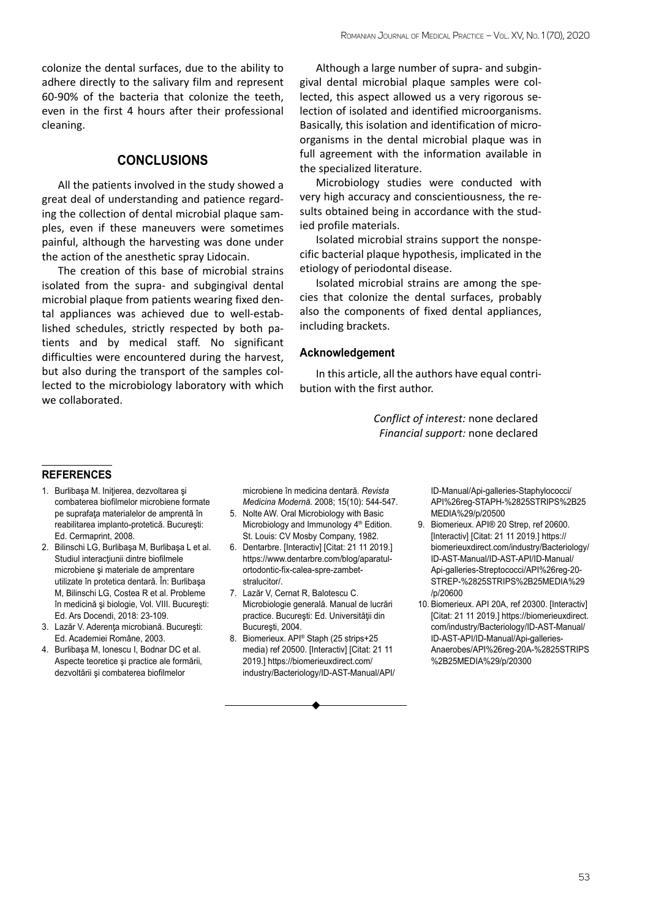colonize the dental surfaces, due to the ability to adhere directly to the salivary film and represent 60-90% of the bacteria that colonize the teeth, even in the first 4 hours after their professional cleaning.

## CONCLUSIONS

All the patients involved in the study showed a great deal of understanding and patience regarding the collection of dental microbial plaque samples, even if these maneuvers were sometimes painful, although the harvesting was done under the action of the anesthetic spray Lidocain.

The creation of this base of microbial strains isolated from the supra- and subgingival dental microbial plaque from patients wearing fixed dental appliances was achieved due to well-established schedules, strictly respected by both patients and by medical staff. No significant difficulties were encountered during the harvest, but also during the transport of the samples collected to the microbiology laboratory with which we collaborated.

Although a large number of supra- and subgingival dental microbial plaque samples were collected, this aspect allowed us a very rigorous selection of isolated and identified microorganisms. Basically, this isolation and identification of microorganisms in the dental microbial plaque was in full agreement with the information available in the specialized literature.

Microbiology studies were conducted with very high accuracy and conscientiousness, the results obtained being in accordance with the studied profile materials.

Isolated microbial strains support the nonspecific bacterial plaque hypothesis, implicated in the etiology of periodontal disease.

Isolated microbial strains are among the species that colonize the dental surfaces, probably also the components of fixed dental appliances, including brackets.

### Acknowledgement

In this article, all the authors have equal contribution with the first author.

*Conflict of interest:* none declared
*Financial support:* none declared

## REFERENCES

1. Burlibaşa M. Iniţierea, dezvoltarea şi combaterea biofilmelor microbiene formate pe suprafaţa materialelor de amprentă în reabilitarea implanto-protetică. Bucureşti: Ed. Cermaprint, 2008.
2. Bilinschi LG, Burlibaşa M, Burlibaşa L et al. Studiul interacţiunii dintre biofilmele microbiene şi materiale de amprentare utilizate în protetica dentară. În: Burlibaşa M, Bilinschi LG, Costea R et al. Probleme în medicină şi biologie, Vol. VIII. Bucureşti: Ed. Ars Docendi, 2018: 23-109.
3. Lazăr V. Aderenţa microbiană. Bucureşti: Ed. Academiei Române, 2003.
4. Burlibaşa M, Ionescu I, Bodnar DC et al. Aspecte teoretice şi practice ale formării, dezvoltării şi combaterea biofilmelor microbiene în medicina dentară. *Revista Medicina Modernă.* 2008; 15(10): 544-547.
5. Nolte AW. Oral Microbiology with Basic Microbiology and Immunology 4th Edition. St. Louis: CV Mosby Company, 1982.
6. Dentarbre. [Interactiv] [Citat: 21 11 2019.] https://www.dentarbre.com/blog/aparatul-ortodontic-fix-calea-spre-zambet-stralucitor/.
7. Lazăr V, Cernat R, Balotescu C. Microbiologie generală. Manual de lucrări practice. Bucureşti: Ed. Universităţii din Bucureşti, 2004.
8. Biomerieux. API® Staph (25 strips+25 media) ref 20500. [Interactiv] [Citat: 21 11 2019.] https://biomerieuxdirect.com/industry/Bacteriology/ID-AST-Manual/API/ID-Manual/Api-galleries-Staphylococci/API%26reg-STAPH-%2825STRIPS%2B25MEDIA%29/p/20500
9. Biomerieux. API® 20 Strep, ref 20600. [Interactiv] [Citat: 21 11 2019.] https://biomerieuxdirect.com/industry/Bacteriology/ID-AST-Manual/ID-AST-API/ID-Manual/Api-galleries-Streptococci/API%26reg-20-STREP-%2825STRIPS%2B25MEDIA%29/p/20600
10. Biomerieux. API 20A, ref 20300. [Interactiv] [Citat: 21 11 2019.] https://biomerieuxdirect.com/industry/Bacteriology/ID-AST-Manual/ID-AST-API/ID-Manual/Api-galleries-Anaerobes/API%26reg-20A-%2825STRIPS%2B25MEDIA%29/p/20300